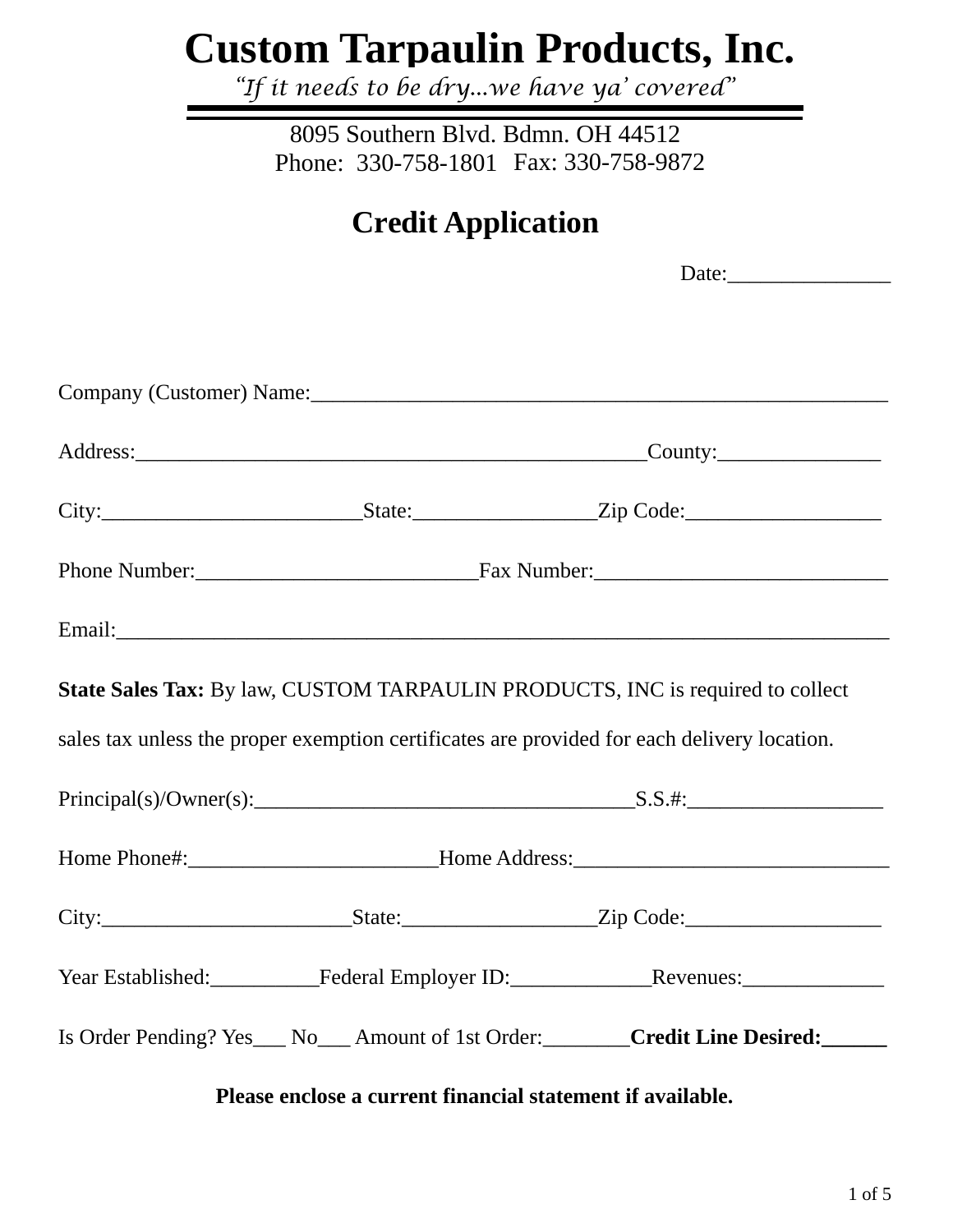# Custom Tarpaulin Products, Inc.

*"If it needs to be dry...we have ya' covered"*

8095 Southern Blvd. Bdmn. OH 44512
Phone: 330-758-1801 Fax: 330-758-9872

## Credit Application

Date:_______________

Company (Customer) Name:_______________________________________________________

Address:_________________________________________________County:_______________

City:________________________State:_________________Zip Code:__________________

Phone Number:___________________________Fax Number:___________________________

Email:_________________________________________________________________________

**State Sales Tax:** By law, CUSTOM TARPAULIN PRODUCTS, INC is required to collect sales tax unless the proper exemption certificates are provided for each delivery location.

Principal(s)/Owner(s):____________________________________S.S.#:__________________

Home Phone#:_______________________Home Address:_____________________________

City:_______________________State:__________________Zip Code:__________________

Year Established:__________Federal Employer ID:_____________Revenues:_____________

Is Order Pending? Yes___ No___ Amount of 1st Order:________**Credit Line Desired:______**

**Please enclose a current financial statement if available.**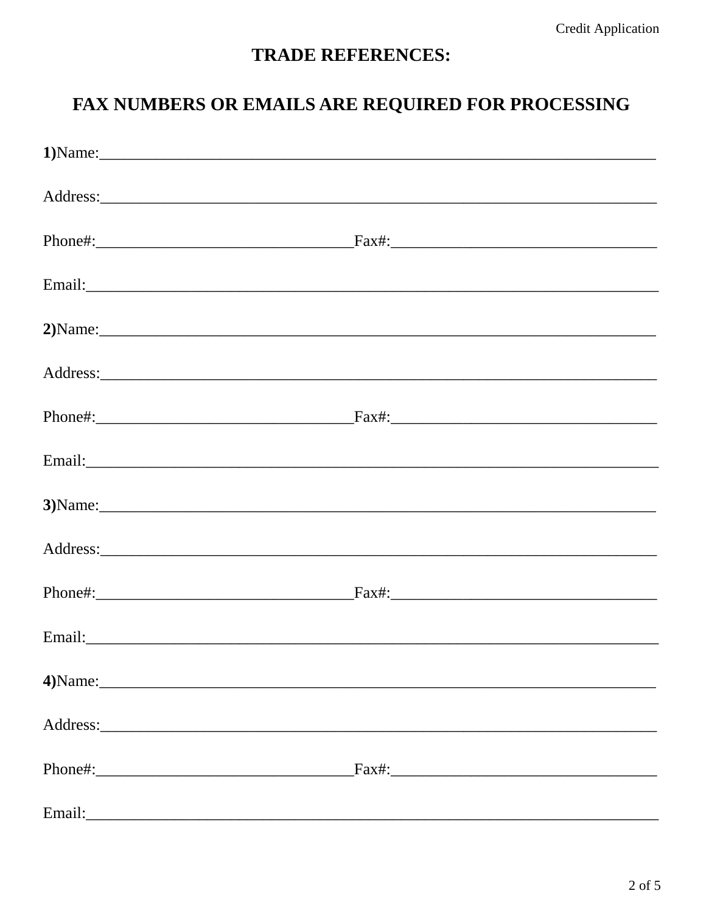## TRADE REFERENCES:

## FAX NUMBERS OR EMAILS ARE REQUIRED FOR PROCESSING

**1)**Name:______________________________________________________________________

Address:_____________________________________________________________________

Phone#:________________________________Fax#:_________________________________

Email:_______________________________________________________________________

**2)**Name:______________________________________________________________________

Address:_____________________________________________________________________

Phone#:________________________________Fax#:_________________________________

Email:_______________________________________________________________________

**3)**Name:______________________________________________________________________

Address:_____________________________________________________________________

Phone#:________________________________Fax#:_________________________________

Email:_______________________________________________________________________

**4)**Name:______________________________________________________________________

Address:_____________________________________________________________________

Phone#:________________________________Fax#:_________________________________

Email:_______________________________________________________________________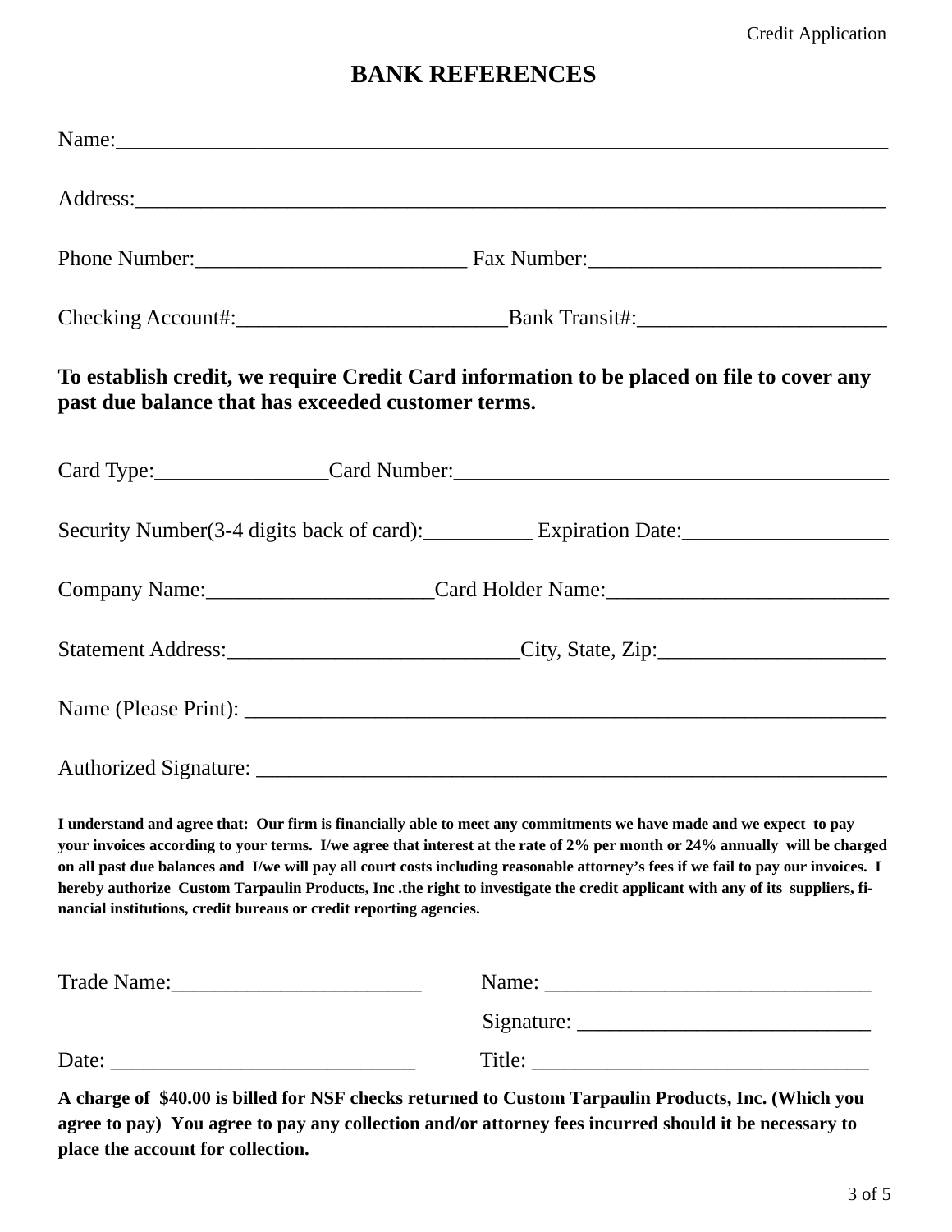# BANK REFERENCES

Name:______________________________________________________________________

Address:____________________________________________________________________

Phone Number:_________________________ Fax Number:___________________________

Checking Account#:_________________________Bank Transit#:_______________________

**To establish credit, we require Credit Card information to be placed on file to cover any past due balance that has exceeded customer terms.**

Card Type:________________Card Number:_______________________________________

Security Number(3-4 digits back of card):__________ Expiration Date:___________________

Company Name:_____________________Card Holder Name:__________________________

Statement Address:___________________________City, State, Zip:_____________________

Name (Please Print): __________________________________________________________

Authorized Signature: _________________________________________________________

**I understand and agree that: Our firm is financially able to meet any commitments we have made and we expect to pay your invoices according to your terms. I/we agree that interest at the rate of 2% per month or 24% annually will be charged on all past due balances and I/we will pay all court costs including reasonable attorney's fees if we fail to pay our invoices. I hereby authorize Custom Tarpaulin Products, Inc .the right to investigate the credit applicant with any of its suppliers, financial institutions, credit bureaus or credit reporting agencies.**

Trade Name:_______________________ Name: ______________________________

Signature: ___________________________

Date: ____________________________ Title: ________________________________

**A charge of $40.00 is billed for NSF checks returned to Custom Tarpaulin Products, Inc. (Which you agree to pay) You agree to pay any collection and/or attorney fees incurred should it be necessary to place the account for collection.**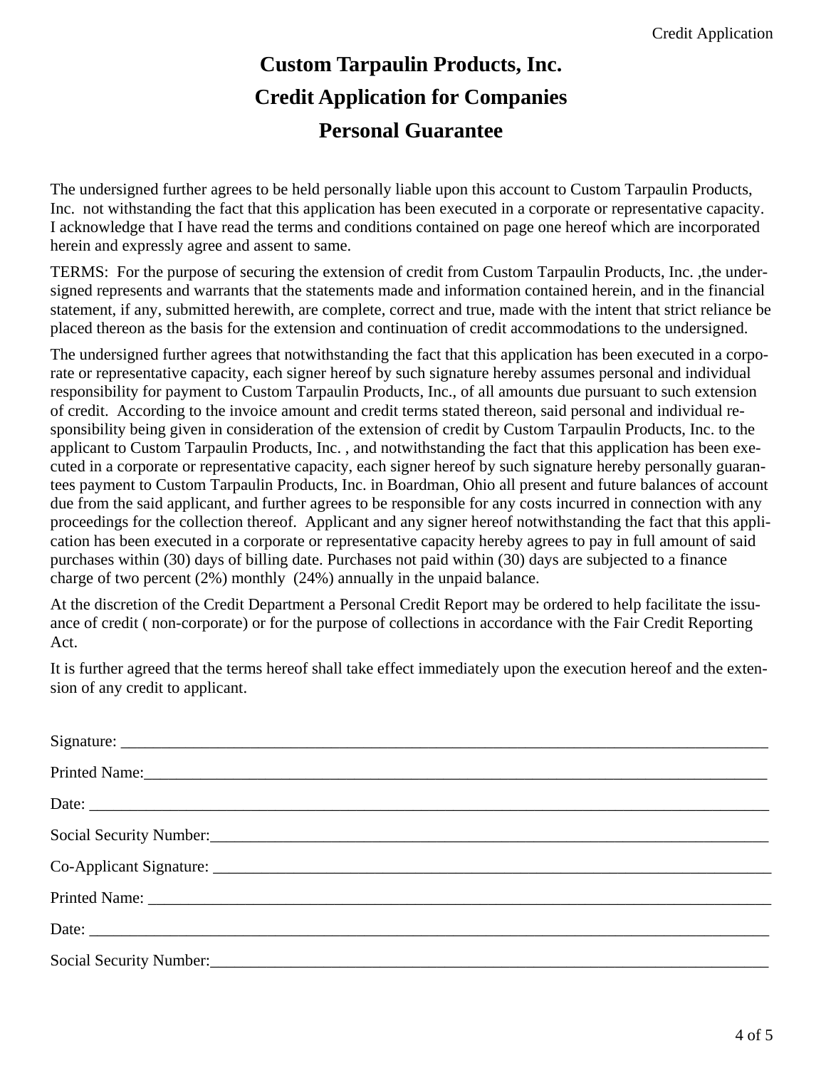# Custom Tarpaulin Products, Inc.

## Credit Application for Companies

## Personal Guarantee

The undersigned further agrees to be held personally liable upon this account to Custom Tarpaulin Products, Inc. not withstanding the fact that this application has been executed in a corporate or representative capacity. I acknowledge that I have read the terms and conditions contained on page one hereof which are incorporated herein and expressly agree and assent to same.

TERMS: For the purpose of securing the extension of credit from Custom Tarpaulin Products, Inc. ,the undersigned represents and warrants that the statements made and information contained herein, and in the financial statement, if any, submitted herewith, are complete, correct and true, made with the intent that strict reliance be placed thereon as the basis for the extension and continuation of credit accommodations to the undersigned.

The undersigned further agrees that notwithstanding the fact that this application has been executed in a corporate or representative capacity, each signer hereof by such signature hereby assumes personal and individual responsibility for payment to Custom Tarpaulin Products, Inc., of all amounts due pursuant to such extension of credit. According to the invoice amount and credit terms stated thereon, said personal and individual responsibility being given in consideration of the extension of credit by Custom Tarpaulin Products, Inc. to the applicant to Custom Tarpaulin Products, Inc. , and notwithstanding the fact that this application has been executed in a corporate or representative capacity, each signer hereof by such signature hereby personally guarantees payment to Custom Tarpaulin Products, Inc. in Boardman, Ohio all present and future balances of account due from the said applicant, and further agrees to be responsible for any costs incurred in connection with any proceedings for the collection thereof. Applicant and any signer hereof notwithstanding the fact that this application has been executed in a corporate or representative capacity hereby agrees to pay in full amount of said purchases within (30) days of billing date. Purchases not paid within (30) days are subjected to a finance charge of two percent (2%) monthly (24%) annually in the unpaid balance.

At the discretion of the Credit Department a Personal Credit Report may be ordered to help facilitate the issuance of credit ( non-corporate) or for the purpose of collections in accordance with the Fair Credit Reporting Act.

It is further agreed that the terms hereof shall take effect immediately upon the execution hereof and the extension of any credit to applicant.

Signature: ______________________________

Printed Name: ______________________________

Date: ______________________________

Social Security Number: ______________________________

Co-Applicant Signature: ______________________________

Printed Name: ______________________________

Date: ______________________________

Social Security Number: ______________________________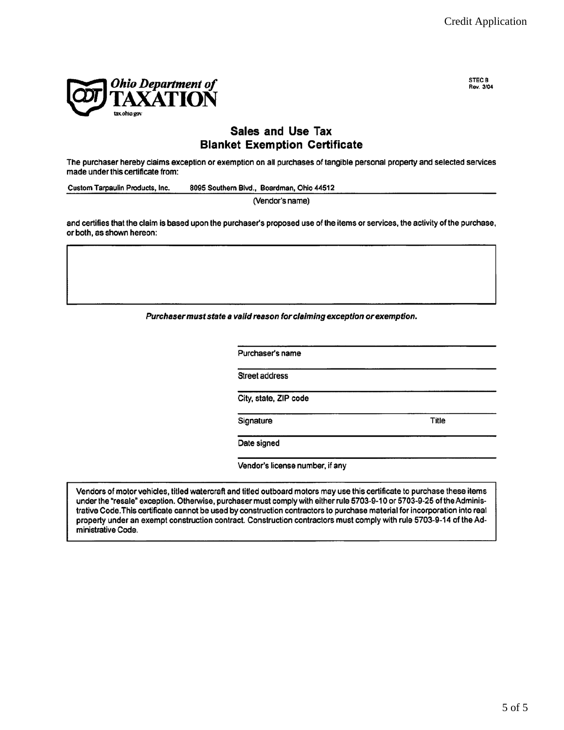Ohio Department of TAXATION

tax.ohio.gov

STEC B
Rev. 3/04

## Sales and Use Tax
## Blanket Exemption Certificate

The purchaser hereby claims exception or exemption on all purchases of tangible personal property and selected services made under this certificate from:

Custom Tarpaulin Products, Inc.  8095 Southern Blvd., Boardman, Ohio 44512

(Vendor's name)

and certifies that the claim is based upon the purchaser's proposed use of the items or services, the activity of the purchase, or both, as shown hereon:

***Purchaser must state a valid reason for claiming exception or exemption.***

Purchaser's name

Street address

City, state, ZIP code

Signature  Title

Date signed

Vendor's license number, if any

Vendors of motor vehicles, titled watercraft and titled outboard motors may use this certificate to purchase these items under the "resale" exception. Otherwise, purchaser must comply with either rule 5703-9-10 or 5703-9-25 of the Administrative Code. This certificate cannot be used by construction contractors to purchase material for incorporation into real property under an exempt construction contract. Construction contractors must comply with rule 5703-9-14 of the Administrative Code.